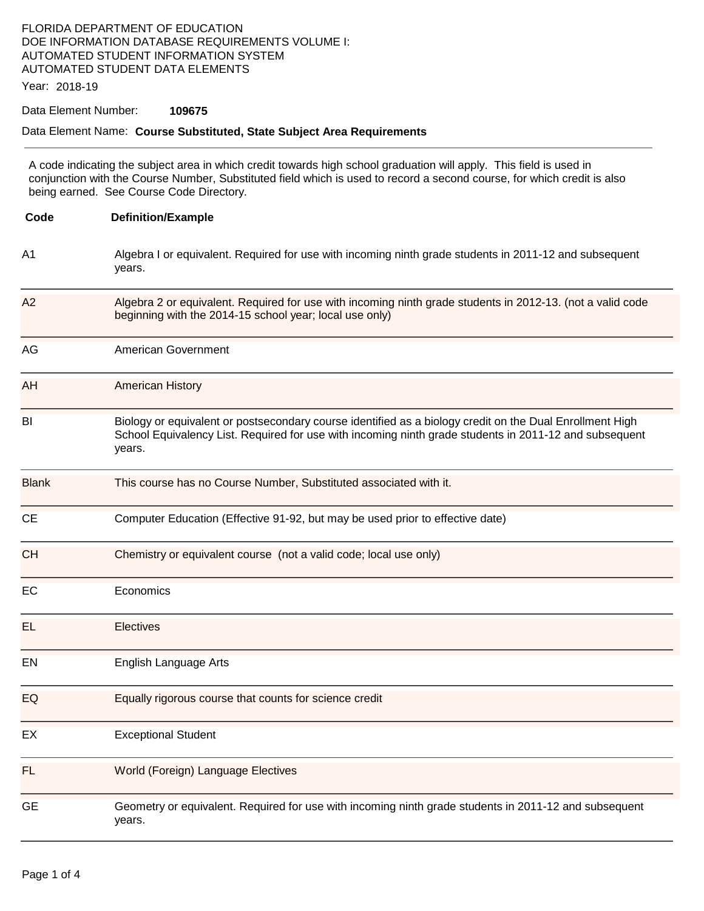FLORIDA DEPARTMENT OF EDUCATION
DOE INFORMATION DATABASE REQUIREMENTS VOLUME I:
AUTOMATED STUDENT INFORMATION SYSTEM
AUTOMATED STUDENT DATA ELEMENTS

Year: 2018-19

Data Element Number: **109675**

Data Element Name: **Course Substituted, State Subject Area Requirements**

---

A code indicating the subject area in which credit towards high school graduation will apply. This field is used in conjunction with the Course Number, Substituted field which is used to record a second course, for which credit is also being earned. See Course Code Directory.

| Code | Definition/Example |
|---|---|
| A1 | Algebra I or equivalent. Required for use with incoming ninth grade students in 2011-12 and subsequent years. |
| A2 | Algebra 2 or equivalent. Required for use with incoming ninth grade students in 2012-13. (not a valid code beginning with the 2014-15 school year; local use only) |
| AG | American Government |
| AH | American History |
| BI | Biology or equivalent or postsecondary course identified as a biology credit on the Dual Enrollment High School Equivalency List. Required for use with incoming ninth grade students in 2011-12 and subsequent years. |
| Blank | This course has no Course Number, Substituted associated with it. |
| CE | Computer Education (Effective 91-92, but may be used prior to effective date) |
| CH | Chemistry or equivalent course (not a valid code; local use only) |
| EC | Economics |
| EL | Electives |
| EN | English Language Arts |
| EQ | Equally rigorous course that counts for science credit |
| EX | Exceptional Student |
| FL | World (Foreign) Language Electives |
| GE | Geometry or equivalent. Required for use with incoming ninth grade students in 2011-12 and subsequent years. |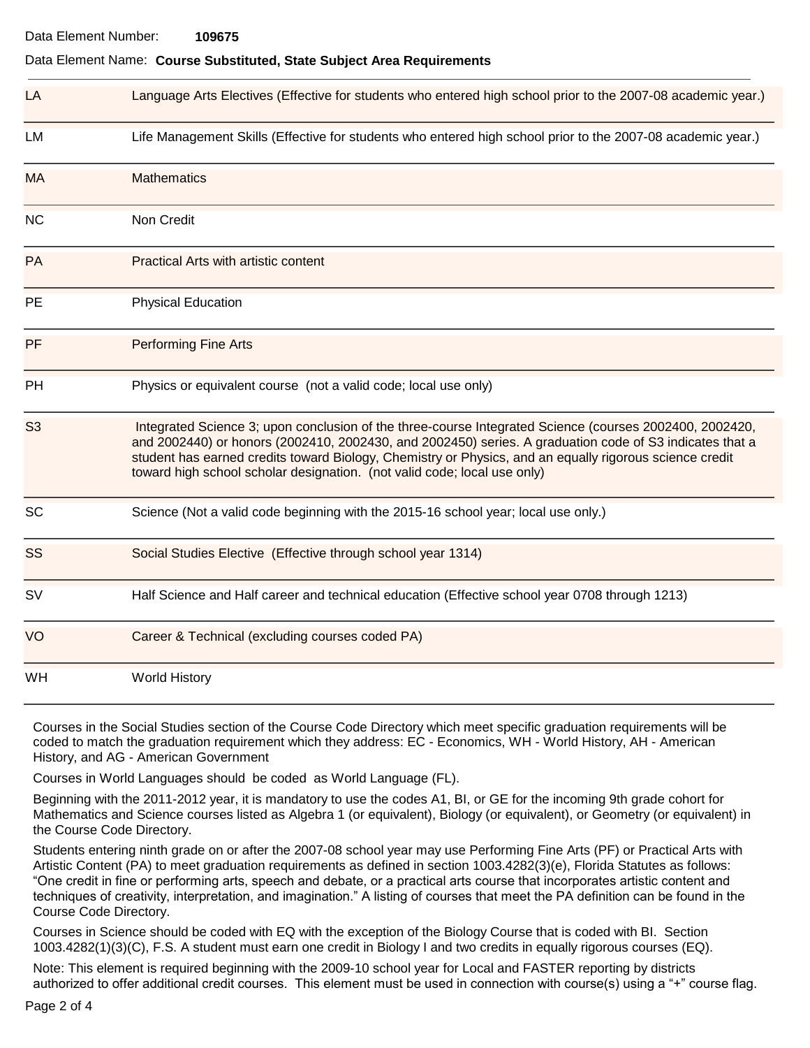Data Element Number: **109675**

Data Element Name: **Course Substituted, State Subject Area Requirements**

| Code | Description |
|---|---|
| LA | Language Arts Electives (Effective for students who entered high school prior to the 2007-08 academic year.) |
| LM | Life Management Skills (Effective for students who entered high school prior to the 2007-08 academic year.) |
| MA | Mathematics |
| NC | Non Credit |
| PA | Practical Arts with artistic content |
| PE | Physical Education |
| PF | Performing Fine Arts |
| PH | Physics or equivalent course (not a valid code; local use only) |
| S3 | Integrated Science 3; upon conclusion of the three-course Integrated Science (courses 2002400, 2002420, and 2002440) or honors (2002410, 2002430, and 2002450) series. A graduation code of S3 indicates that a student has earned credits toward Biology, Chemistry or Physics, and an equally rigorous science credit toward high school scholar designation. (not valid code; local use only) |
| SC | Science (Not a valid code beginning with the 2015-16 school year; local use only.) |
| SS | Social Studies Elective (Effective through school year 1314) |
| SV | Half Science and Half career and technical education (Effective school year 0708 through 1213) |
| VO | Career & Technical (excluding courses coded PA) |
| WH | World History |

Courses in the Social Studies section of the Course Code Directory which meet specific graduation requirements will be coded to match the graduation requirement which they address: EC - Economics, WH - World History, AH - American History, and AG - American Government

Courses in World Languages should be coded as World Language (FL).

Beginning with the 2011-2012 year, it is mandatory to use the codes A1, BI, or GE for the incoming 9th grade cohort for Mathematics and Science courses listed as Algebra 1 (or equivalent), Biology (or equivalent), or Geometry (or equivalent) in the Course Code Directory.

Students entering ninth grade on or after the 2007-08 school year may use Performing Fine Arts (PF) or Practical Arts with Artistic Content (PA) to meet graduation requirements as defined in section 1003.4282(3)(e), Florida Statutes as follows: "One credit in fine or performing arts, speech and debate, or a practical arts course that incorporates artistic content and techniques of creativity, interpretation, and imagination." A listing of courses that meet the PA definition can be found in the Course Code Directory.

Courses in Science should be coded with EQ with the exception of the Biology Course that is coded with BI. Section 1003.4282(1)(3)(C), F.S. A student must earn one credit in Biology I and two credits in equally rigorous courses (EQ).

Note: This element is required beginning with the 2009-10 school year for Local and FASTER reporting by districts authorized to offer additional credit courses. This element must be used in connection with course(s) using a "+" course flag.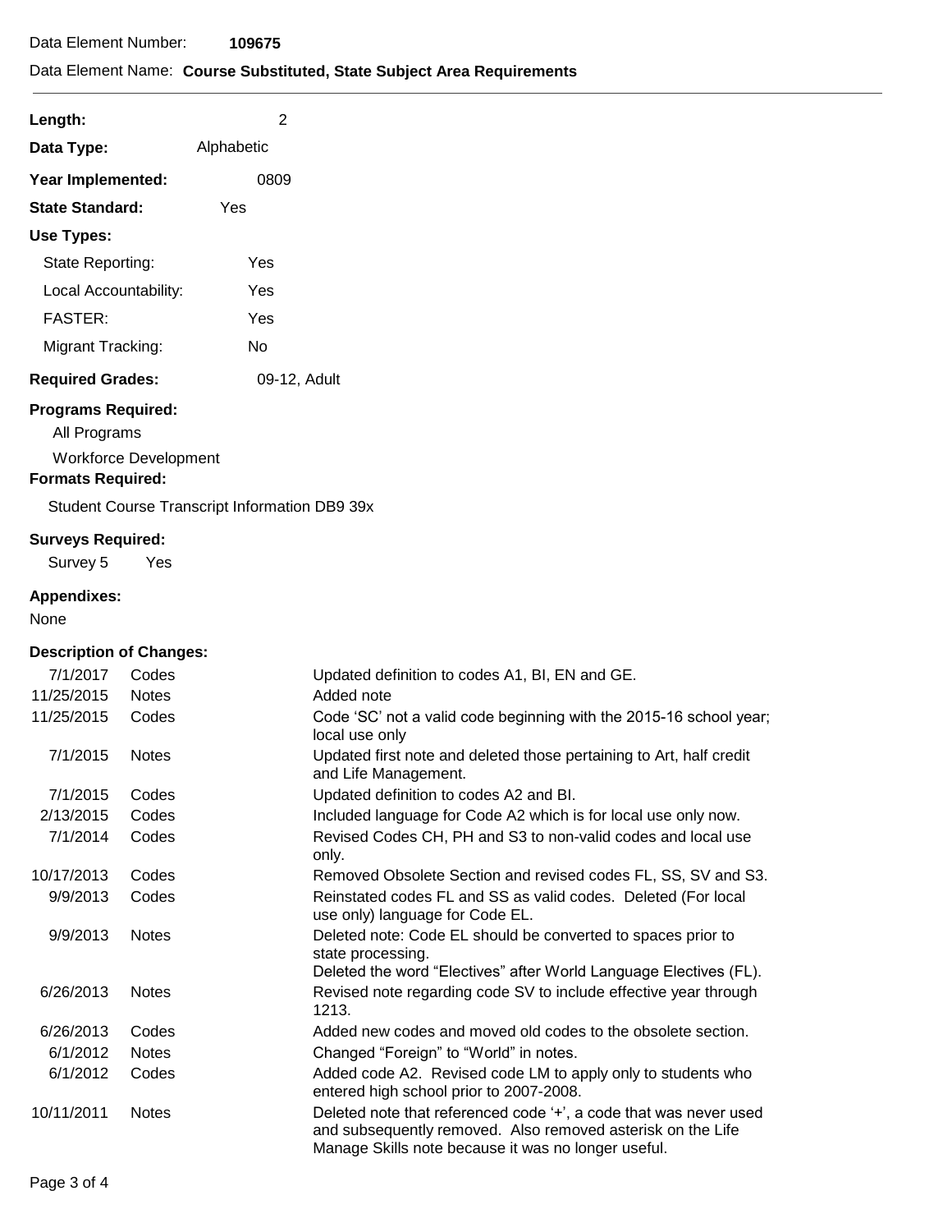Data Element Number: **109675**

Data Element Name: **Course Substituted, State Subject Area Requirements**

---

**Length:** 2

**Data Type:** Alphabetic

**Year Implemented:** 0809

**State Standard:** Yes

**Use Types:**

- State Reporting: Yes
- Local Accountability: Yes
- FASTER: Yes
- Migrant Tracking: No

**Required Grades:** 09-12, Adult

**Programs Required:**

All Programs

Workforce Development

**Formats Required:**

Student Course Transcript Information DB9 39x

**Surveys Required:**

Survey 5 Yes

**Appendixes:**

None

**Description of Changes:**

| Date | Type | Description |
|---|---|---|
| 7/1/2017 | Codes | Updated definition to codes A1, BI, EN and GE. |
| 11/25/2015 | Notes | Added note |
| 11/25/2015 | Codes | Code 'SC' not a valid code beginning with the 2015-16 school year; local use only |
| 7/1/2015 | Notes | Updated first note and deleted those pertaining to Art, half credit and Life Management. |
| 7/1/2015 | Codes | Updated definition to codes A2 and BI. |
| 2/13/2015 | Codes | Included language for Code A2 which is for local use only now. |
| 7/1/2014 | Codes | Revised Codes CH, PH and S3 to non-valid codes and local use only. |
| 10/17/2013 | Codes | Removed Obsolete Section and revised codes FL, SS, SV and S3. |
| 9/9/2013 | Codes | Reinstated codes FL and SS as valid codes. Deleted (For local use only) language for Code EL. |
| 9/9/2013 | Notes | Deleted note: Code EL should be converted to spaces prior to state processing. Deleted the word "Electives" after World Language Electives (FL). |
| 6/26/2013 | Notes | Revised note regarding code SV to include effective year through 1213. |
| 6/26/2013 | Codes | Added new codes and moved old codes to the obsolete section. |
| 6/1/2012 | Notes | Changed "Foreign" to "World" in notes. |
| 6/1/2012 | Codes | Added code A2. Revised code LM to apply only to students who entered high school prior to 2007-2008. |
| 10/11/2011 | Notes | Deleted note that referenced code '+', a code that was never used and subsequently removed. Also removed asterisk on the Life Manage Skills note because it was no longer useful. |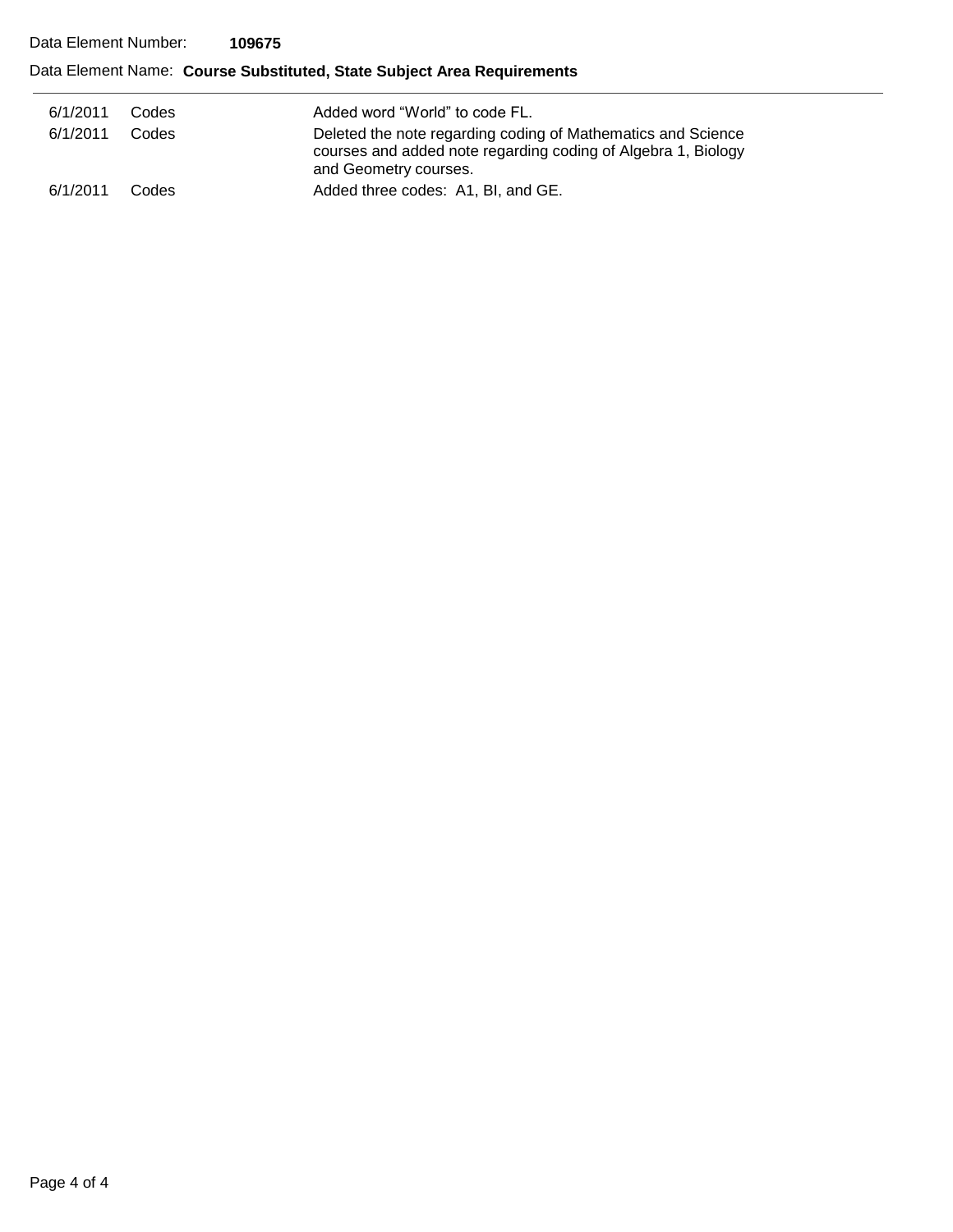Data Element Number: **109675**

Data Element Name: **Course Substituted, State Subject Area Requirements**

| | | |
|---|---|---|
| 6/1/2011 | Codes | Added word "World" to code FL. |
| 6/1/2011 | Codes | Deleted the note regarding coding of Mathematics and Science courses and added note regarding coding of Algebra 1, Biology and Geometry courses. |
| 6/1/2011 | Codes | Added three codes: A1, BI, and GE. |